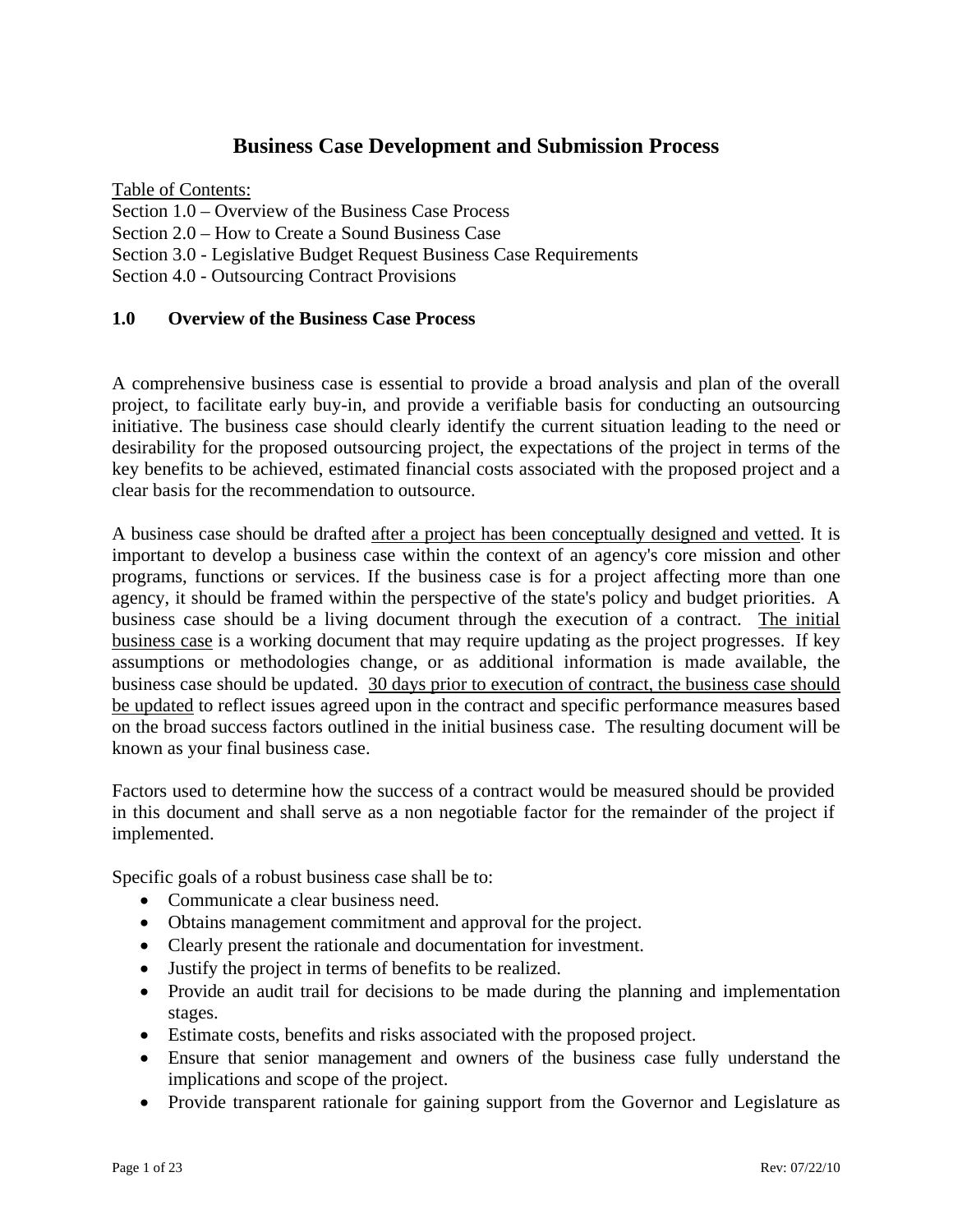# Business Case Development and Submission Process

Table of Contents:
Section 1.0 – Overview of the Business Case Process
Section 2.0 – How to Create a Sound Business Case
Section 3.0 - Legislative Budget Request Business Case Requirements
Section 4.0 - Outsourcing Contract Provisions

## 1.0 Overview of the Business Case Process

A comprehensive business case is essential to provide a broad analysis and plan of the overall project, to facilitate early buy-in, and provide a verifiable basis for conducting an outsourcing initiative. The business case should clearly identify the current situation leading to the need or desirability for the proposed outsourcing project, the expectations of the project in terms of the key benefits to be achieved, estimated financial costs associated with the proposed project and a clear basis for the recommendation to outsource.

A business case should be drafted after a project has been conceptually designed and vetted. It is important to develop a business case within the context of an agency's core mission and other programs, functions or services. If the business case is for a project affecting more than one agency, it should be framed within the perspective of the state's policy and budget priorities. A business case should be a living document through the execution of a contract. The initial business case is a working document that may require updating as the project progresses. If key assumptions or methodologies change, or as additional information is made available, the business case should be updated. 30 days prior to execution of contract, the business case should be updated to reflect issues agreed upon in the contract and specific performance measures based on the broad success factors outlined in the initial business case. The resulting document will be known as your final business case.

Factors used to determine how the success of a contract would be measured should be provided in this document and shall serve as a non negotiable factor for the remainder of the project if implemented.

Specific goals of a robust business case shall be to:

- Communicate a clear business need.
- Obtains management commitment and approval for the project.
- Clearly present the rationale and documentation for investment.
- Justify the project in terms of benefits to be realized.
- Provide an audit trail for decisions to be made during the planning and implementation stages.
- Estimate costs, benefits and risks associated with the proposed project.
- Ensure that senior management and owners of the business case fully understand the implications and scope of the project.
- Provide transparent rationale for gaining support from the Governor and Legislature as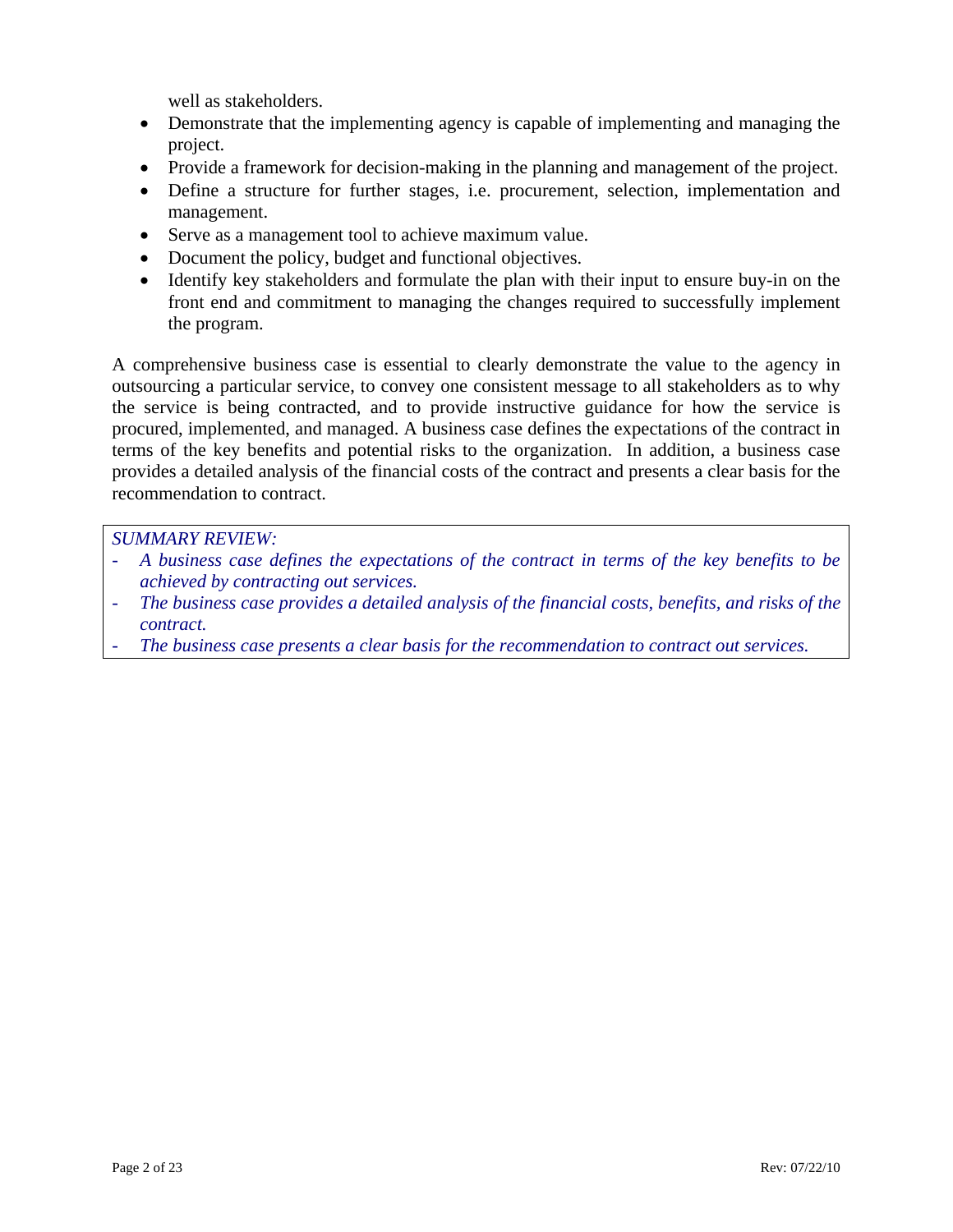well as stakeholders.

- Demonstrate that the implementing agency is capable of implementing and managing the project.
- Provide a framework for decision-making in the planning and management of the project.
- Define a structure for further stages, i.e. procurement, selection, implementation and management.
- Serve as a management tool to achieve maximum value.
- Document the policy, budget and functional objectives.
- Identify key stakeholders and formulate the plan with their input to ensure buy-in on the front end and commitment to managing the changes required to successfully implement the program.

A comprehensive business case is essential to clearly demonstrate the value to the agency in outsourcing a particular service, to convey one consistent message to all stakeholders as to why the service is being contracted, and to provide instructive guidance for how the service is procured, implemented, and managed. A business case defines the expectations of the contract in terms of the key benefits and potential risks to the organization. In addition, a business case provides a detailed analysis of the financial costs of the contract and presents a clear basis for the recommendation to contract.

*SUMMARY REVIEW:*

- *A business case defines the expectations of the contract in terms of the key benefits to be achieved by contracting out services.*
- *The business case provides a detailed analysis of the financial costs, benefits, and risks of the contract.*
- *The business case presents a clear basis for the recommendation to contract out services.*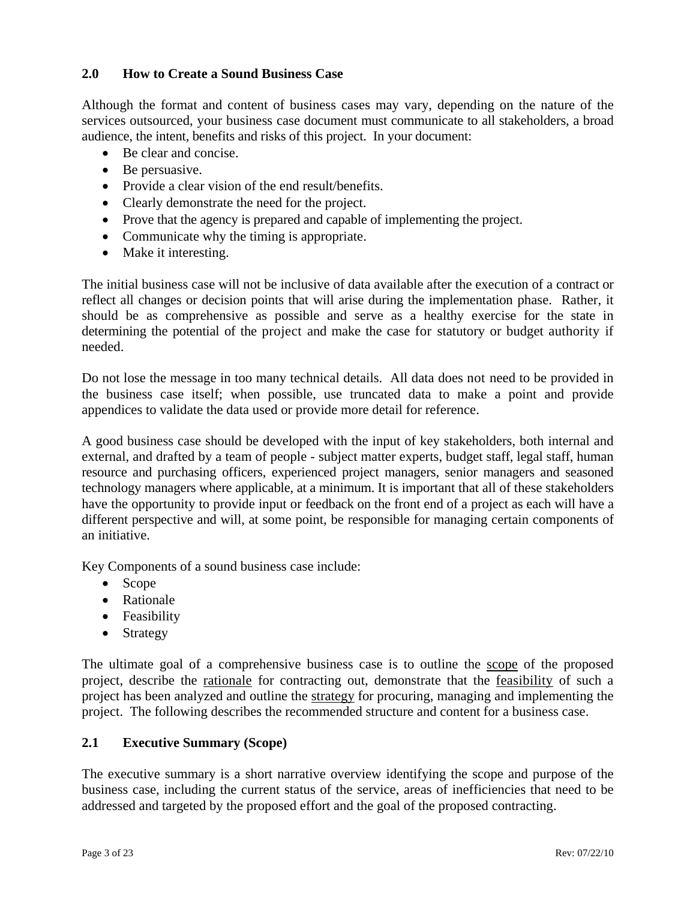## 2.0 How to Create a Sound Business Case

Although the format and content of business cases may vary, depending on the nature of the services outsourced, your business case document must communicate to all stakeholders, a broad audience, the intent, benefits and risks of this project. In your document:

- Be clear and concise.
- Be persuasive.
- Provide a clear vision of the end result/benefits.
- Clearly demonstrate the need for the project.
- Prove that the agency is prepared and capable of implementing the project.
- Communicate why the timing is appropriate.
- Make it interesting.

The initial business case will not be inclusive of data available after the execution of a contract or reflect all changes or decision points that will arise during the implementation phase. Rather, it should be as comprehensive as possible and serve as a healthy exercise for the state in determining the potential of the project and make the case for statutory or budget authority if needed.

Do not lose the message in too many technical details. All data does not need to be provided in the business case itself; when possible, use truncated data to make a point and provide appendices to validate the data used or provide more detail for reference.

A good business case should be developed with the input of key stakeholders, both internal and external, and drafted by a team of people - subject matter experts, budget staff, legal staff, human resource and purchasing officers, experienced project managers, senior managers and seasoned technology managers where applicable, at a minimum. It is important that all of these stakeholders have the opportunity to provide input or feedback on the front end of a project as each will have a different perspective and will, at some point, be responsible for managing certain components of an initiative.

Key Components of a sound business case include:

- Scope
- Rationale
- Feasibility
- Strategy

The ultimate goal of a comprehensive business case is to outline the <u>scope</u> of the proposed project, describe the <u>rationale</u> for contracting out, demonstrate that the <u>feasibility</u> of such a project has been analyzed and outline the <u>strategy</u> for procuring, managing and implementing the project. The following describes the recommended structure and content for a business case.

### 2.1 Executive Summary (Scope)

The executive summary is a short narrative overview identifying the scope and purpose of the business case, including the current status of the service, areas of inefficiencies that need to be addressed and targeted by the proposed effort and the goal of the proposed contracting.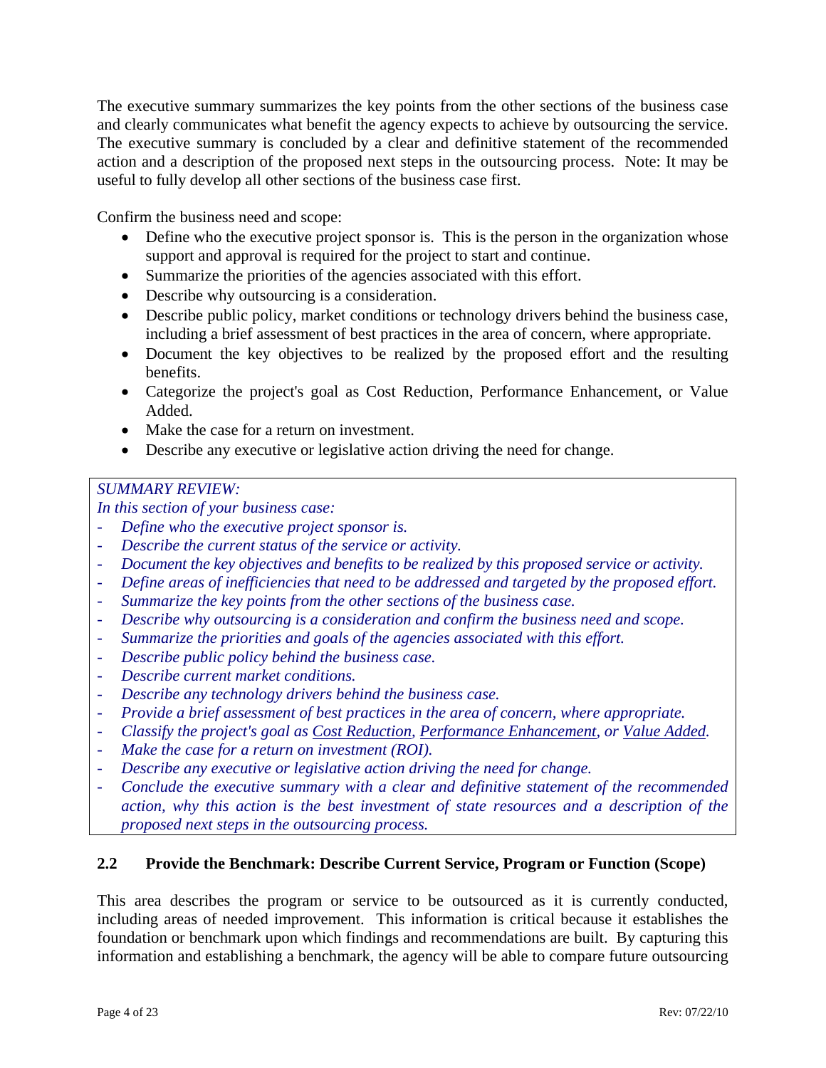The executive summary summarizes the key points from the other sections of the business case and clearly communicates what benefit the agency expects to achieve by outsourcing the service. The executive summary is concluded by a clear and definitive statement of the recommended action and a description of the proposed next steps in the outsourcing process. Note: It may be useful to fully develop all other sections of the business case first.

Confirm the business need and scope:

- Define who the executive project sponsor is. This is the person in the organization whose support and approval is required for the project to start and continue.
- Summarize the priorities of the agencies associated with this effort.
- Describe why outsourcing is a consideration.
- Describe public policy, market conditions or technology drivers behind the business case, including a brief assessment of best practices in the area of concern, where appropriate.
- Document the key objectives to be realized by the proposed effort and the resulting benefits.
- Categorize the project's goal as Cost Reduction, Performance Enhancement, or Value Added.
- Make the case for a return on investment.
- Describe any executive or legislative action driving the need for change.

> *SUMMARY REVIEW:*
> *In this section of your business case:*
> - *Define who the executive project sponsor is.*
> - *Describe the current status of the service or activity.*
> - *Document the key objectives and benefits to be realized by this proposed service or activity.*
> - *Define areas of inefficiencies that need to be addressed and targeted by the proposed effort.*
> - *Summarize the key points from the other sections of the business case.*
> - *Describe why outsourcing is a consideration and confirm the business need and scope.*
> - *Summarize the priorities and goals of the agencies associated with this effort.*
> - *Describe public policy behind the business case.*
> - *Describe current market conditions.*
> - *Describe any technology drivers behind the business case.*
> - *Provide a brief assessment of best practices in the area of concern, where appropriate.*
> - *Classify the project's goal as <u>Cost Reduction</u>, <u>Performance Enhancement</u>, or <u>Value Added</u>.*
> - *Make the case for a return on investment (ROI).*
> - *Describe any executive or legislative action driving the need for change.*
> - *Conclude the executive summary with a clear and definitive statement of the recommended action, why this action is the best investment of state resources and a description of the proposed next steps in the outsourcing process.*

### 2.2 Provide the Benchmark: Describe Current Service, Program or Function (Scope)

This area describes the program or service to be outsourced as it is currently conducted, including areas of needed improvement. This information is critical because it establishes the foundation or benchmark upon which findings and recommendations are built. By capturing this information and establishing a benchmark, the agency will be able to compare future outsourcing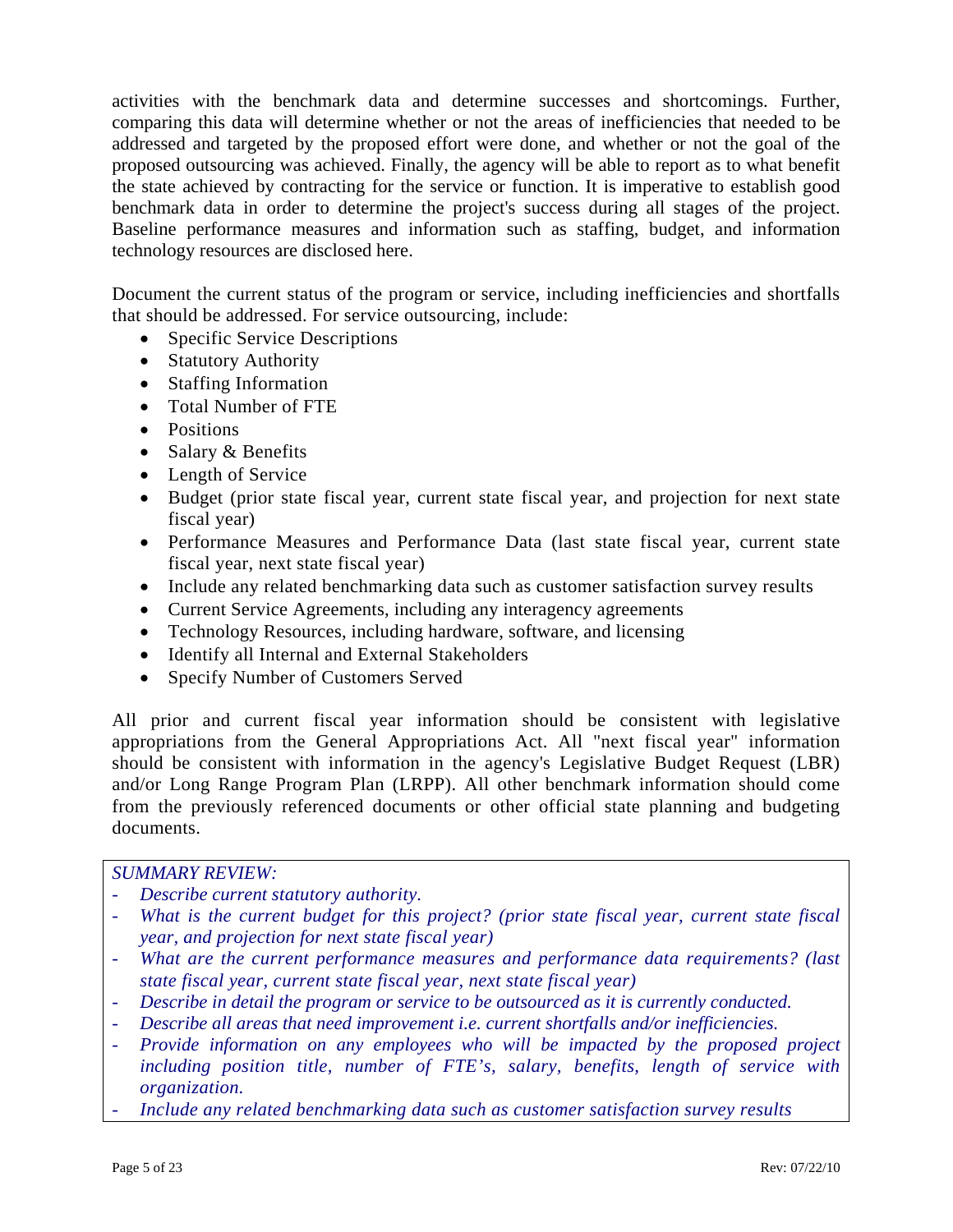activities with the benchmark data and determine successes and shortcomings. Further, comparing this data will determine whether or not the areas of inefficiencies that needed to be addressed and targeted by the proposed effort were done, and whether or not the goal of the proposed outsourcing was achieved. Finally, the agency will be able to report as to what benefit the state achieved by contracting for the service or function. It is imperative to establish good benchmark data in order to determine the project's success during all stages of the project. Baseline performance measures and information such as staffing, budget, and information technology resources are disclosed here.

Document the current status of the program or service, including inefficiencies and shortfalls that should be addressed. For service outsourcing, include:

- Specific Service Descriptions
- Statutory Authority
- Staffing Information
- Total Number of FTE
- Positions
- Salary & Benefits
- Length of Service
- Budget (prior state fiscal year, current state fiscal year, and projection for next state fiscal year)
- Performance Measures and Performance Data (last state fiscal year, current state fiscal year, next state fiscal year)
- Include any related benchmarking data such as customer satisfaction survey results
- Current Service Agreements, including any interagency agreements
- Technology Resources, including hardware, software, and licensing
- Identify all Internal and External Stakeholders
- Specify Number of Customers Served

All prior and current fiscal year information should be consistent with legislative appropriations from the General Appropriations Act. All "next fiscal year" information should be consistent with information in the agency's Legislative Budget Request (LBR) and/or Long Range Program Plan (LRPP). All other benchmark information should come from the previously referenced documents or other official state planning and budgeting documents.

*SUMMARY REVIEW:*

- *Describe current statutory authority.*
- *What is the current budget for this project? (prior state fiscal year, current state fiscal year, and projection for next state fiscal year)*
- *What are the current performance measures and performance data requirements? (last state fiscal year, current state fiscal year, next state fiscal year)*
- *Describe in detail the program or service to be outsourced as it is currently conducted.*
- *Describe all areas that need improvement i.e. current shortfalls and/or inefficiencies.*
- *Provide information on any employees who will be impacted by the proposed project including position title, number of FTE's, salary, benefits, length of service with organization.*
- *Include any related benchmarking data such as customer satisfaction survey results*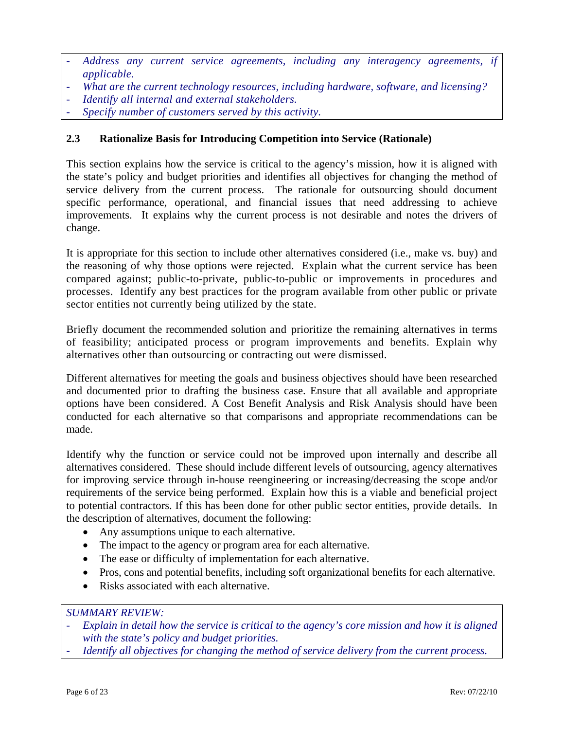- *Address any current service agreements, including any interagency agreements, if applicable.*
- *What are the current technology resources, including hardware, software, and licensing?*
- *Identify all internal and external stakeholders.*
- *Specify number of customers served by this activity.*

### 2.3 Rationalize Basis for Introducing Competition into Service (Rationale)

This section explains how the service is critical to the agency's mission, how it is aligned with the state's policy and budget priorities and identifies all objectives for changing the method of service delivery from the current process. The rationale for outsourcing should document specific performance, operational, and financial issues that need addressing to achieve improvements. It explains why the current process is not desirable and notes the drivers of change.

It is appropriate for this section to include other alternatives considered (i.e., make vs. buy) and the reasoning of why those options were rejected. Explain what the current service has been compared against; public-to-private, public-to-public or improvements in procedures and processes. Identify any best practices for the program available from other public or private sector entities not currently being utilized by the state.

Briefly document the recommended solution and prioritize the remaining alternatives in terms of feasibility; anticipated process or program improvements and benefits. Explain why alternatives other than outsourcing or contracting out were dismissed.

Different alternatives for meeting the goals and business objectives should have been researched and documented prior to drafting the business case. Ensure that all available and appropriate options have been considered. A Cost Benefit Analysis and Risk Analysis should have been conducted for each alternative so that comparisons and appropriate recommendations can be made.

Identify why the function or service could not be improved upon internally and describe all alternatives considered. These should include different levels of outsourcing, agency alternatives for improving service through in-house reengineering or increasing/decreasing the scope and/or requirements of the service being performed. Explain how this is a viable and beneficial project to potential contractors. If this has been done for other public sector entities, provide details. In the description of alternatives, document the following:

- Any assumptions unique to each alternative.
- The impact to the agency or program area for each alternative.
- The ease or difficulty of implementation for each alternative.
- Pros, cons and potential benefits, including soft organizational benefits for each alternative.
- Risks associated with each alternative.

*SUMMARY REVIEW:*
- *Explain in detail how the service is critical to the agency's core mission and how it is aligned with the state's policy and budget priorities.*
- *Identify all objectives for changing the method of service delivery from the current process.*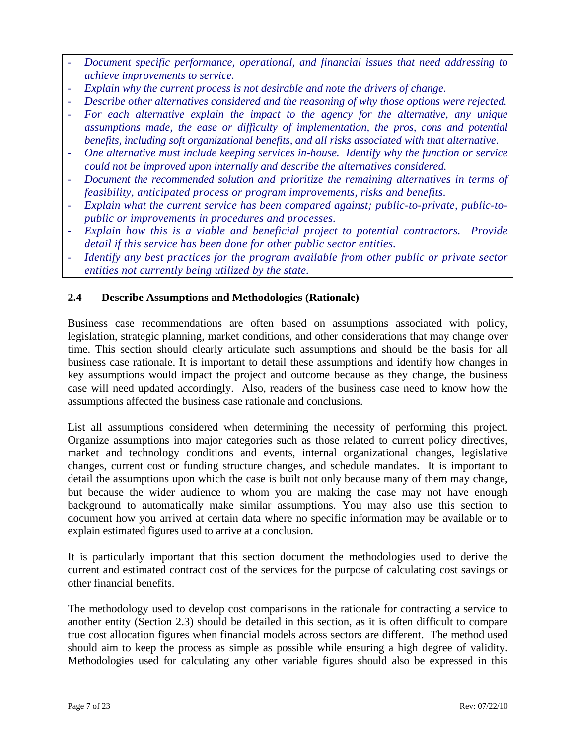- *Document specific performance, operational, and financial issues that need addressing to achieve improvements to service.*
- *Explain why the current process is not desirable and note the drivers of change.*
- *Describe other alternatives considered and the reasoning of why those options were rejected.*
- *For each alternative explain the impact to the agency for the alternative, any unique assumptions made, the ease or difficulty of implementation, the pros, cons and potential benefits, including soft organizational benefits, and all risks associated with that alternative.*
- *One alternative must include keeping services in-house. Identify why the function or service could not be improved upon internally and describe the alternatives considered.*
- *Document the recommended solution and prioritize the remaining alternatives in terms of feasibility, anticipated process or program improvements, risks and benefits.*
- *Explain what the current service has been compared against; public-to-private, public-to-public or improvements in procedures and processes.*
- *Explain how this is a viable and beneficial project to potential contractors. Provide detail if this service has been done for other public sector entities.*
- *Identify any best practices for the program available from other public or private sector entities not currently being utilized by the state.*

### 2.4 Describe Assumptions and Methodologies (Rationale)

Business case recommendations are often based on assumptions associated with policy, legislation, strategic planning, market conditions, and other considerations that may change over time. This section should clearly articulate such assumptions and should be the basis for all business case rationale. It is important to detail these assumptions and identify how changes in key assumptions would impact the project and outcome because as they change, the business case will need updated accordingly. Also, readers of the business case need to know how the assumptions affected the business case rationale and conclusions.

List all assumptions considered when determining the necessity of performing this project. Organize assumptions into major categories such as those related to current policy directives, market and technology conditions and events, internal organizational changes, legislative changes, current cost or funding structure changes, and schedule mandates. It is important to detail the assumptions upon which the case is built not only because many of them may change, but because the wider audience to whom you are making the case may not have enough background to automatically make similar assumptions. You may also use this section to document how you arrived at certain data where no specific information may be available or to explain estimated figures used to arrive at a conclusion.

It is particularly important that this section document the methodologies used to derive the current and estimated contract cost of the services for the purpose of calculating cost savings or other financial benefits.

The methodology used to develop cost comparisons in the rationale for contracting a service to another entity (Section 2.3) should be detailed in this section, as it is often difficult to compare true cost allocation figures when financial models across sectors are different. The method used should aim to keep the process as simple as possible while ensuring a high degree of validity. Methodologies used for calculating any other variable figures should also be expressed in this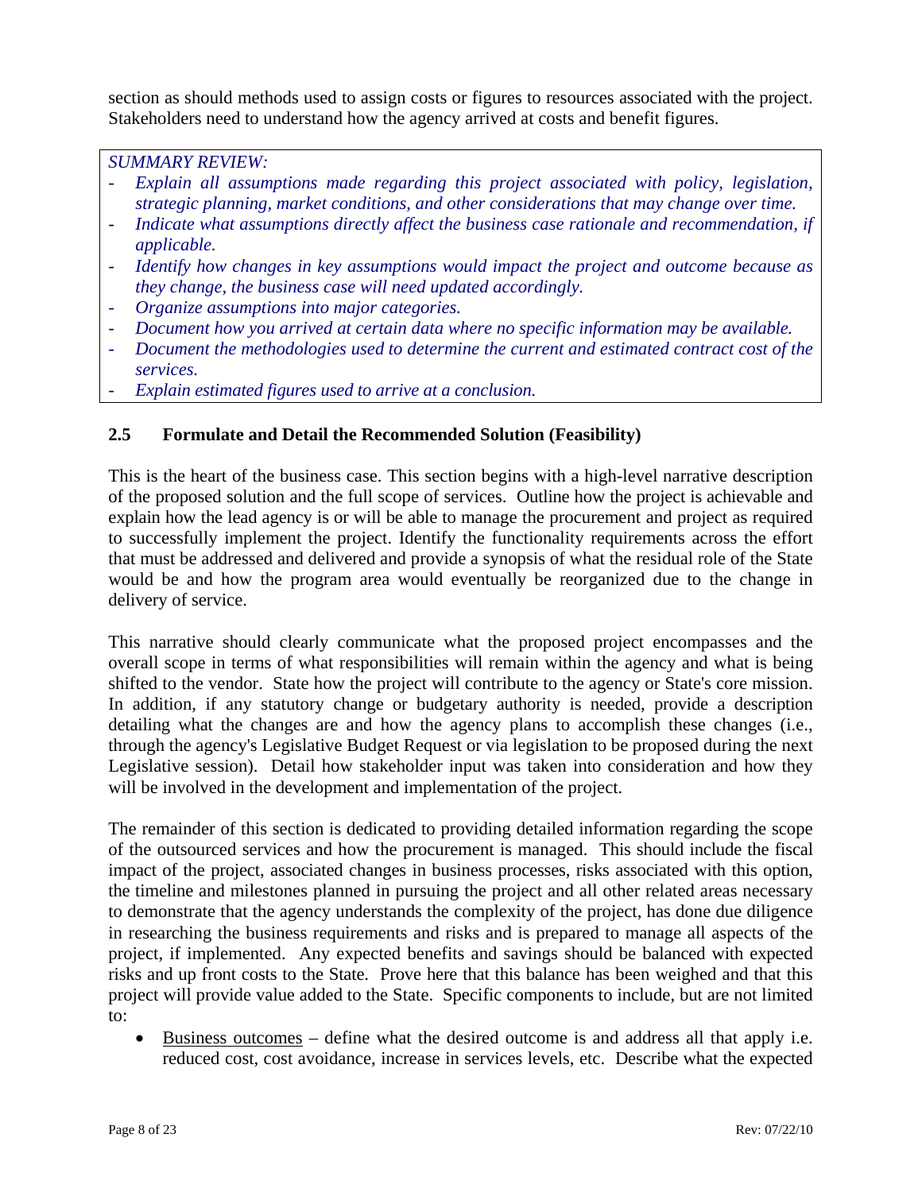section as should methods used to assign costs or figures to resources associated with the project. Stakeholders need to understand how the agency arrived at costs and benefit figures.

*SUMMARY REVIEW:*

- *Explain all assumptions made regarding this project associated with policy, legislation, strategic planning, market conditions, and other considerations that may change over time.*
- *Indicate what assumptions directly affect the business case rationale and recommendation, if applicable.*
- *Identify how changes in key assumptions would impact the project and outcome because as they change, the business case will need updated accordingly.*
- *Organize assumptions into major categories.*
- *Document how you arrived at certain data where no specific information may be available.*
- *Document the methodologies used to determine the current and estimated contract cost of the services.*
- *Explain estimated figures used to arrive at a conclusion.*

### 2.5 Formulate and Detail the Recommended Solution (Feasibility)

This is the heart of the business case. This section begins with a high-level narrative description of the proposed solution and the full scope of services. Outline how the project is achievable and explain how the lead agency is or will be able to manage the procurement and project as required to successfully implement the project. Identify the functionality requirements across the effort that must be addressed and delivered and provide a synopsis of what the residual role of the State would be and how the program area would eventually be reorganized due to the change in delivery of service.

This narrative should clearly communicate what the proposed project encompasses and the overall scope in terms of what responsibilities will remain within the agency and what is being shifted to the vendor. State how the project will contribute to the agency or State's core mission. In addition, if any statutory change or budgetary authority is needed, provide a description detailing what the changes are and how the agency plans to accomplish these changes (i.e., through the agency's Legislative Budget Request or via legislation to be proposed during the next Legislative session). Detail how stakeholder input was taken into consideration and how they will be involved in the development and implementation of the project.

The remainder of this section is dedicated to providing detailed information regarding the scope of the outsourced services and how the procurement is managed. This should include the fiscal impact of the project, associated changes in business processes, risks associated with this option, the timeline and milestones planned in pursuing the project and all other related areas necessary to demonstrate that the agency understands the complexity of the project, has done due diligence in researching the business requirements and risks and is prepared to manage all aspects of the project, if implemented. Any expected benefits and savings should be balanced with expected risks and up front costs to the State. Prove here that this balance has been weighed and that this project will provide value added to the State. Specific components to include, but are not limited to:

- Business outcomes – define what the desired outcome is and address all that apply i.e. reduced cost, cost avoidance, increase in services levels, etc. Describe what the expected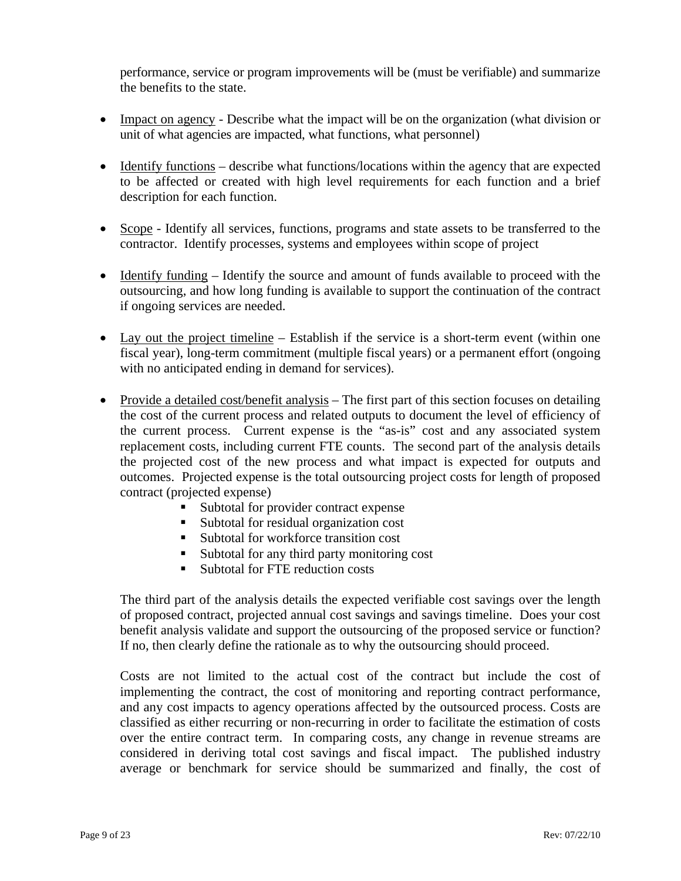performance, service or program improvements will be (must be verifiable) and summarize the benefits to the state.

- Impact on agency - Describe what the impact will be on the organization (what division or unit of what agencies are impacted, what functions, what personnel)

- Identify functions – describe what functions/locations within the agency that are expected to be affected or created with high level requirements for each function and a brief description for each function.

- Scope - Identify all services, functions, programs and state assets to be transferred to the contractor. Identify processes, systems and employees within scope of project

- Identify funding – Identify the source and amount of funds available to proceed with the outsourcing, and how long funding is available to support the continuation of the contract if ongoing services are needed.

- Lay out the project timeline – Establish if the service is a short-term event (within one fiscal year), long-term commitment (multiple fiscal years) or a permanent effort (ongoing with no anticipated ending in demand for services).

- Provide a detailed cost/benefit analysis – The first part of this section focuses on detailing the cost of the current process and related outputs to document the level of efficiency of the current process. Current expense is the "as-is" cost and any associated system replacement costs, including current FTE counts. The second part of the analysis details the projected cost of the new process and what impact is expected for outputs and outcomes. Projected expense is the total outsourcing project costs for length of proposed contract (projected expense)
    - Subtotal for provider contract expense
    - Subtotal for residual organization cost
    - Subtotal for workforce transition cost
    - Subtotal for any third party monitoring cost
    - Subtotal for FTE reduction costs

  The third part of the analysis details the expected verifiable cost savings over the length of proposed contract, projected annual cost savings and savings timeline. Does your cost benefit analysis validate and support the outsourcing of the proposed service or function? If no, then clearly define the rationale as to why the outsourcing should proceed.

  Costs are not limited to the actual cost of the contract but include the cost of implementing the contract, the cost of monitoring and reporting contract performance, and any cost impacts to agency operations affected by the outsourced process. Costs are classified as either recurring or non-recurring in order to facilitate the estimation of costs over the entire contract term. In comparing costs, any change in revenue streams are considered in deriving total cost savings and fiscal impact. The published industry average or benchmark for service should be summarized and finally, the cost of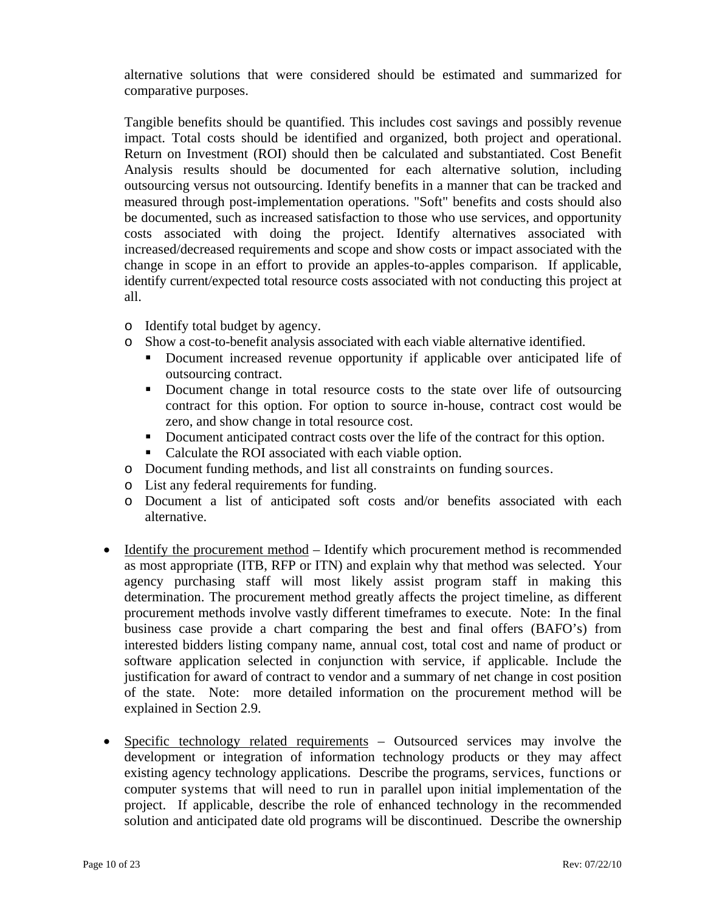alternative solutions that were considered should be estimated and summarized for comparative purposes.

Tangible benefits should be quantified. This includes cost savings and possibly revenue impact. Total costs should be identified and organized, both project and operational. Return on Investment (ROI) should then be calculated and substantiated. Cost Benefit Analysis results should be documented for each alternative solution, including outsourcing versus not outsourcing. Identify benefits in a manner that can be tracked and measured through post-implementation operations. "Soft" benefits and costs should also be documented, such as increased satisfaction to those who use services, and opportunity costs associated with doing the project. Identify alternatives associated with increased/decreased requirements and scope and show costs or impact associated with the change in scope in an effort to provide an apples-to-apples comparison. If applicable, identify current/expected total resource costs associated with not conducting this project at all.

- Identify total budget by agency.
- Show a cost-to-benefit analysis associated with each viable alternative identified.
  - Document increased revenue opportunity if applicable over anticipated life of outsourcing contract.
  - Document change in total resource costs to the state over life of outsourcing contract for this option. For option to source in-house, contract cost would be zero, and show change in total resource cost.
  - Document anticipated contract costs over the life of the contract for this option.
  - Calculate the ROI associated with each viable option.
- Document funding methods, and list all constraints on funding sources.
- List any federal requirements for funding.
- Document a list of anticipated soft costs and/or benefits associated with each alternative.

- <u>Identify the procurement method</u> – Identify which procurement method is recommended as most appropriate (ITB, RFP or ITN) and explain why that method was selected. Your agency purchasing staff will most likely assist program staff in making this determination. The procurement method greatly affects the project timeline, as different procurement methods involve vastly different timeframes to execute. Note: In the final business case provide a chart comparing the best and final offers (BAFO's) from interested bidders listing company name, annual cost, total cost and name of product or software application selected in conjunction with service, if applicable. Include the justification for award of contract to vendor and a summary of net change in cost position of the state. Note: more detailed information on the procurement method will be explained in Section 2.9.

- <u>Specific technology related requirements</u> – Outsourced services may involve the development or integration of information technology products or they may affect existing agency technology applications. Describe the programs, services, functions or computer systems that will need to run in parallel upon initial implementation of the project. If applicable, describe the role of enhanced technology in the recommended solution and anticipated date old programs will be discontinued. Describe the ownership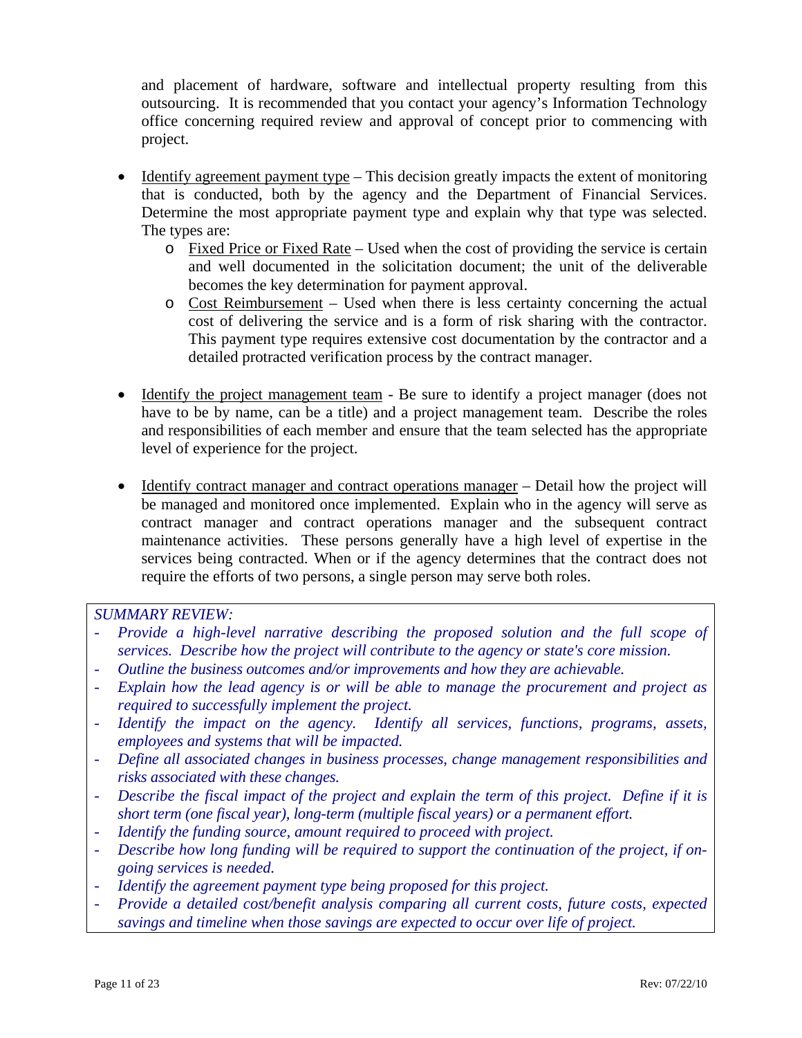and placement of hardware, software and intellectual property resulting from this outsourcing. It is recommended that you contact your agency's Information Technology office concerning required review and approval of concept prior to commencing with project.

- <u>Identify agreement payment type</u> – This decision greatly impacts the extent of monitoring that is conducted, both by the agency and the Department of Financial Services. Determine the most appropriate payment type and explain why that type was selected. The types are:
    - <u>Fixed Price or Fixed Rate</u> – Used when the cost of providing the service is certain and well documented in the solicitation document; the unit of the deliverable becomes the key determination for payment approval.
    - <u>Cost Reimbursement</u> – Used when there is less certainty concerning the actual cost of delivering the service and is a form of risk sharing with the contractor. This payment type requires extensive cost documentation by the contractor and a detailed protracted verification process by the contract manager.

- <u>Identify the project management team</u> - Be sure to identify a project manager (does not have to be by name, can be a title) and a project management team. Describe the roles and responsibilities of each member and ensure that the team selected has the appropriate level of experience for the project.

- <u>Identify contract manager and contract operations manager</u> – Detail how the project will be managed and monitored once implemented. Explain who in the agency will serve as contract manager and contract operations manager and the subsequent contract maintenance activities. These persons generally have a high level of expertise in the services being contracted. When or if the agency determines that the contract does not require the efforts of two persons, a single person may serve both roles.

*SUMMARY REVIEW:*

- *Provide a high-level narrative describing the proposed solution and the full scope of services. Describe how the project will contribute to the agency or state's core mission.*
- *Outline the business outcomes and/or improvements and how they are achievable.*
- *Explain how the lead agency is or will be able to manage the procurement and project as required to successfully implement the project.*
- *Identify the impact on the agency. Identify all services, functions, programs, assets, employees and systems that will be impacted.*
- *Define all associated changes in business processes, change management responsibilities and risks associated with these changes.*
- *Describe the fiscal impact of the project and explain the term of this project. Define if it is short term (one fiscal year), long-term (multiple fiscal years) or a permanent effort.*
- *Identify the funding source, amount required to proceed with project.*
- *Describe how long funding will be required to support the continuation of the project, if on-going services is needed.*
- *Identify the agreement payment type being proposed for this project.*
- *Provide a detailed cost/benefit analysis comparing all current costs, future costs, expected savings and timeline when those savings are expected to occur over life of project.*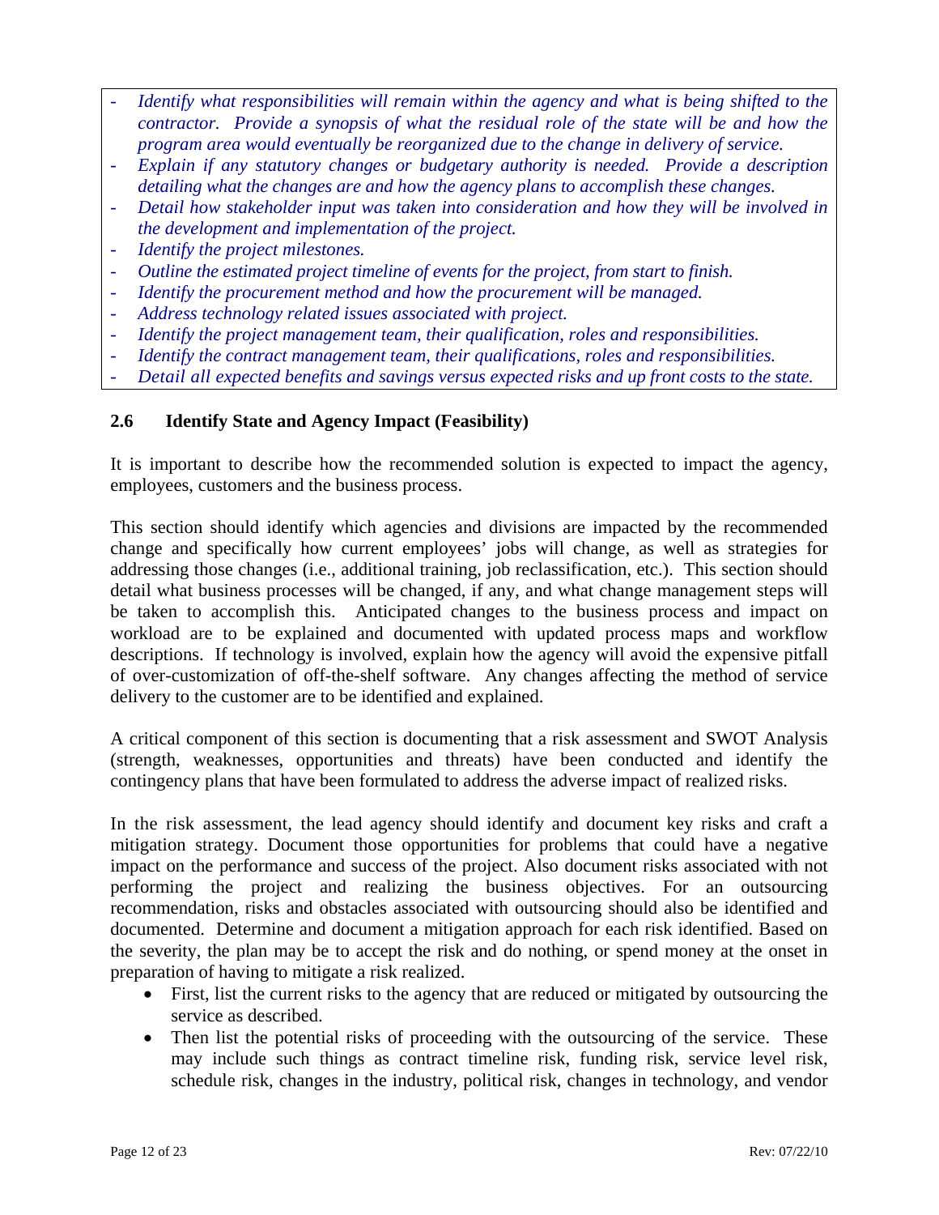- *Identify what responsibilities will remain within the agency and what is being shifted to the contractor. Provide a synopsis of what the residual role of the state will be and how the program area would eventually be reorganized due to the change in delivery of service.*
- *Explain if any statutory changes or budgetary authority is needed. Provide a description detailing what the changes are and how the agency plans to accomplish these changes.*
- *Detail how stakeholder input was taken into consideration and how they will be involved in the development and implementation of the project.*
- *Identify the project milestones.*
- *Outline the estimated project timeline of events for the project, from start to finish.*
- *Identify the procurement method and how the procurement will be managed.*
- *Address technology related issues associated with project.*
- *Identify the project management team, their qualification, roles and responsibilities.*
- *Identify the contract management team, their qualifications, roles and responsibilities.*
- *Detail all expected benefits and savings versus expected risks and up front costs to the state.*

### 2.6 Identify State and Agency Impact (Feasibility)

It is important to describe how the recommended solution is expected to impact the agency, employees, customers and the business process.

This section should identify which agencies and divisions are impacted by the recommended change and specifically how current employees' jobs will change, as well as strategies for addressing those changes (i.e., additional training, job reclassification, etc.). This section should detail what business processes will be changed, if any, and what change management steps will be taken to accomplish this. Anticipated changes to the business process and impact on workload are to be explained and documented with updated process maps and workflow descriptions. If technology is involved, explain how the agency will avoid the expensive pitfall of over-customization of off-the-shelf software. Any changes affecting the method of service delivery to the customer are to be identified and explained.

A critical component of this section is documenting that a risk assessment and SWOT Analysis (strength, weaknesses, opportunities and threats) have been conducted and identify the contingency plans that have been formulated to address the adverse impact of realized risks.

In the risk assessment, the lead agency should identify and document key risks and craft a mitigation strategy. Document those opportunities for problems that could have a negative impact on the performance and success of the project. Also document risks associated with not performing the project and realizing the business objectives. For an outsourcing recommendation, risks and obstacles associated with outsourcing should also be identified and documented. Determine and document a mitigation approach for each risk identified. Based on the severity, the plan may be to accept the risk and do nothing, or spend money at the onset in preparation of having to mitigate a risk realized.

- First, list the current risks to the agency that are reduced or mitigated by outsourcing the service as described.
- Then list the potential risks of proceeding with the outsourcing of the service. These may include such things as contract timeline risk, funding risk, service level risk, schedule risk, changes in the industry, political risk, changes in technology, and vendor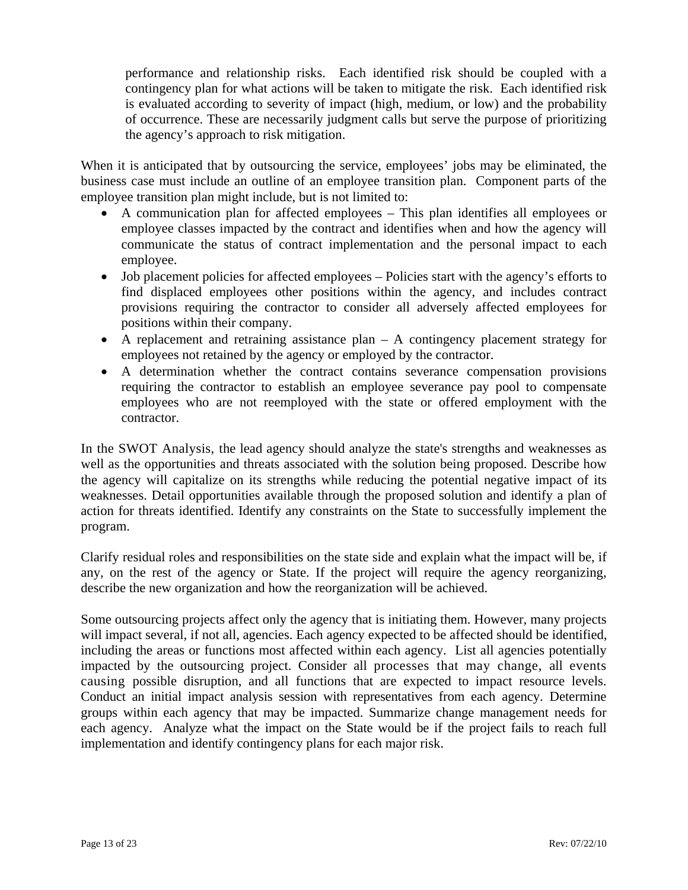performance and relationship risks. Each identified risk should be coupled with a contingency plan for what actions will be taken to mitigate the risk. Each identified risk is evaluated according to severity of impact (high, medium, or low) and the probability of occurrence. These are necessarily judgment calls but serve the purpose of prioritizing the agency's approach to risk mitigation.

When it is anticipated that by outsourcing the service, employees' jobs may be eliminated, the business case must include an outline of an employee transition plan. Component parts of the employee transition plan might include, but is not limited to:

- A communication plan for affected employees – This plan identifies all employees or employee classes impacted by the contract and identifies when and how the agency will communicate the status of contract implementation and the personal impact to each employee.
- Job placement policies for affected employees – Policies start with the agency's efforts to find displaced employees other positions within the agency, and includes contract provisions requiring the contractor to consider all adversely affected employees for positions within their company.
- A replacement and retraining assistance plan – A contingency placement strategy for employees not retained by the agency or employed by the contractor.
- A determination whether the contract contains severance compensation provisions requiring the contractor to establish an employee severance pay pool to compensate employees who are not reemployed with the state or offered employment with the contractor.

In the SWOT Analysis, the lead agency should analyze the state's strengths and weaknesses as well as the opportunities and threats associated with the solution being proposed. Describe how the agency will capitalize on its strengths while reducing the potential negative impact of its weaknesses. Detail opportunities available through the proposed solution and identify a plan of action for threats identified. Identify any constraints on the State to successfully implement the program.

Clarify residual roles and responsibilities on the state side and explain what the impact will be, if any, on the rest of the agency or State. If the project will require the agency reorganizing, describe the new organization and how the reorganization will be achieved.

Some outsourcing projects affect only the agency that is initiating them. However, many projects will impact several, if not all, agencies. Each agency expected to be affected should be identified, including the areas or functions most affected within each agency. List all agencies potentially impacted by the outsourcing project. Consider all processes that may change, all events causing possible disruption, and all functions that are expected to impact resource levels. Conduct an initial impact analysis session with representatives from each agency. Determine groups within each agency that may be impacted. Summarize change management needs for each agency. Analyze what the impact on the State would be if the project fails to reach full implementation and identify contingency plans for each major risk.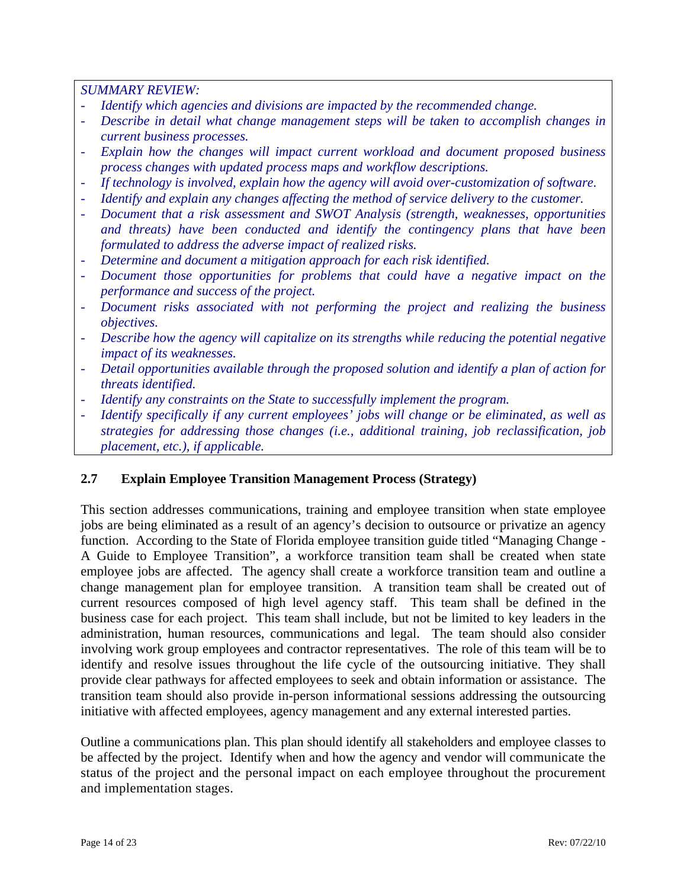*SUMMARY REVIEW:*

- *Identify which agencies and divisions are impacted by the recommended change.*
- *Describe in detail what change management steps will be taken to accomplish changes in current business processes.*
- *Explain how the changes will impact current workload and document proposed business process changes with updated process maps and workflow descriptions.*
- *If technology is involved, explain how the agency will avoid over-customization of software.*
- *Identify and explain any changes affecting the method of service delivery to the customer.*
- *Document that a risk assessment and SWOT Analysis (strength, weaknesses, opportunities and threats) have been conducted and identify the contingency plans that have been formulated to address the adverse impact of realized risks.*
- *Determine and document a mitigation approach for each risk identified.*
- *Document those opportunities for problems that could have a negative impact on the performance and success of the project.*
- *Document risks associated with not performing the project and realizing the business objectives.*
- *Describe how the agency will capitalize on its strengths while reducing the potential negative impact of its weaknesses.*
- *Detail opportunities available through the proposed solution and identify a plan of action for threats identified.*
- *Identify any constraints on the State to successfully implement the program.*
- *Identify specifically if any current employees' jobs will change or be eliminated, as well as strategies for addressing those changes (i.e., additional training, job reclassification, job placement, etc.), if applicable.*

### 2.7 Explain Employee Transition Management Process (Strategy)

This section addresses communications, training and employee transition when state employee jobs are being eliminated as a result of an agency's decision to outsource or privatize an agency function. According to the State of Florida employee transition guide titled "Managing Change - A Guide to Employee Transition", a workforce transition team shall be created when state employee jobs are affected. The agency shall create a workforce transition team and outline a change management plan for employee transition. A transition team shall be created out of current resources composed of high level agency staff. This team shall be defined in the business case for each project. This team shall include, but not be limited to key leaders in the administration, human resources, communications and legal. The team should also consider involving work group employees and contractor representatives. The role of this team will be to identify and resolve issues throughout the life cycle of the outsourcing initiative. They shall provide clear pathways for affected employees to seek and obtain information or assistance. The transition team should also provide in-person informational sessions addressing the outsourcing initiative with affected employees, agency management and any external interested parties.

Outline a communications plan. This plan should identify all stakeholders and employee classes to be affected by the project. Identify when and how the agency and vendor will communicate the status of the project and the personal impact on each employee throughout the procurement and implementation stages.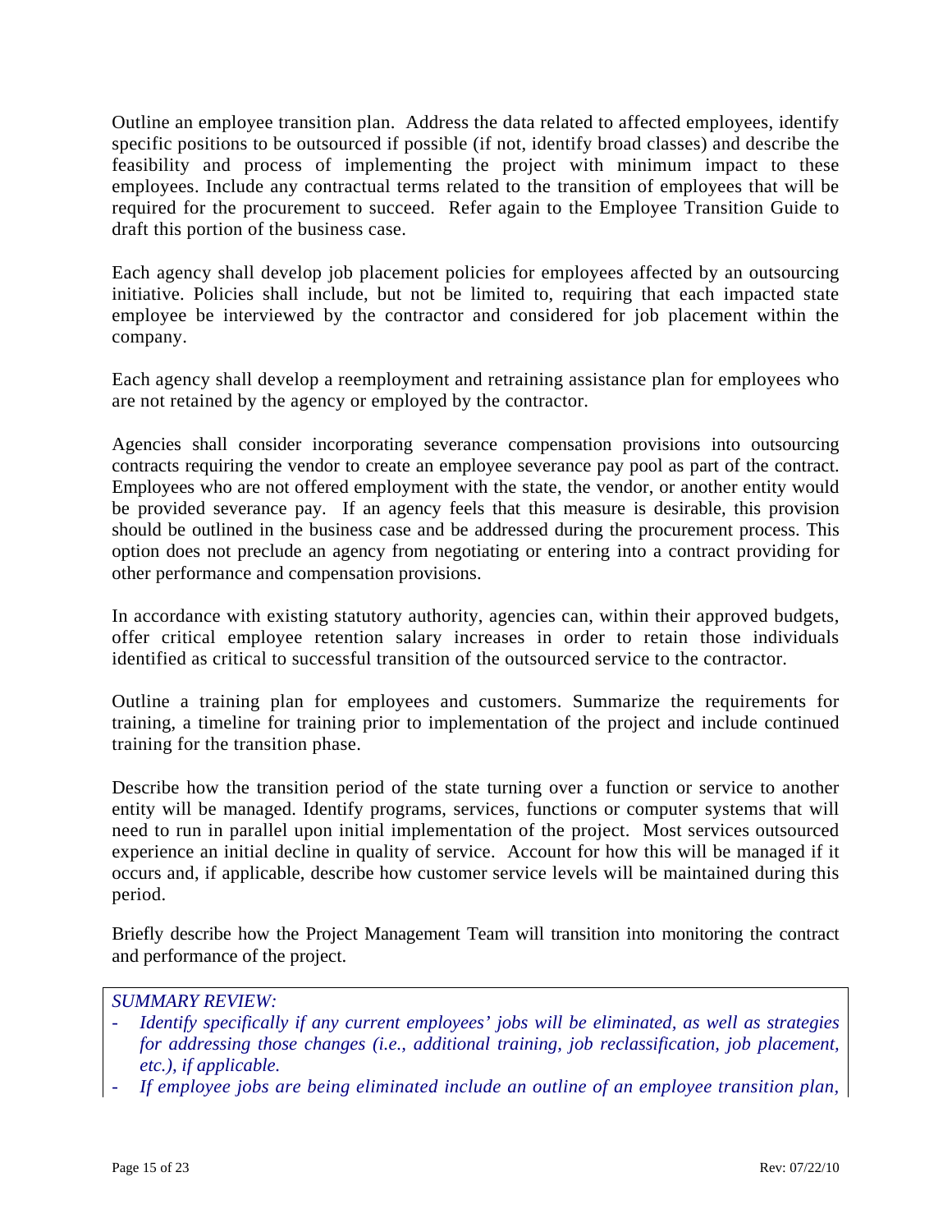Outline an employee transition plan. Address the data related to affected employees, identify specific positions to be outsourced if possible (if not, identify broad classes) and describe the feasibility and process of implementing the project with minimum impact to these employees. Include any contractual terms related to the transition of employees that will be required for the procurement to succeed. Refer again to the Employee Transition Guide to draft this portion of the business case.

Each agency shall develop job placement policies for employees affected by an outsourcing initiative. Policies shall include, but not be limited to, requiring that each impacted state employee be interviewed by the contractor and considered for job placement within the company.

Each agency shall develop a reemployment and retraining assistance plan for employees who are not retained by the agency or employed by the contractor.

Agencies shall consider incorporating severance compensation provisions into outsourcing contracts requiring the vendor to create an employee severance pay pool as part of the contract. Employees who are not offered employment with the state, the vendor, or another entity would be provided severance pay. If an agency feels that this measure is desirable, this provision should be outlined in the business case and be addressed during the procurement process. This option does not preclude an agency from negotiating or entering into a contract providing for other performance and compensation provisions.

In accordance with existing statutory authority, agencies can, within their approved budgets, offer critical employee retention salary increases in order to retain those individuals identified as critical to successful transition of the outsourced service to the contractor.

Outline a training plan for employees and customers. Summarize the requirements for training, a timeline for training prior to implementation of the project and include continued training for the transition phase.

Describe how the transition period of the state turning over a function or service to another entity will be managed. Identify programs, services, functions or computer systems that will need to run in parallel upon initial implementation of the project. Most services outsourced experience an initial decline in quality of service. Account for how this will be managed if it occurs and, if applicable, describe how customer service levels will be maintained during this period.

Briefly describe how the Project Management Team will transition into monitoring the contract and performance of the project.

*SUMMARY REVIEW:*

- *Identify specifically if any current employees' jobs will be eliminated, as well as strategies for addressing those changes (i.e., additional training, job reclassification, job placement, etc.), if applicable.*
- *If employee jobs are being eliminated include an outline of an employee transition plan,*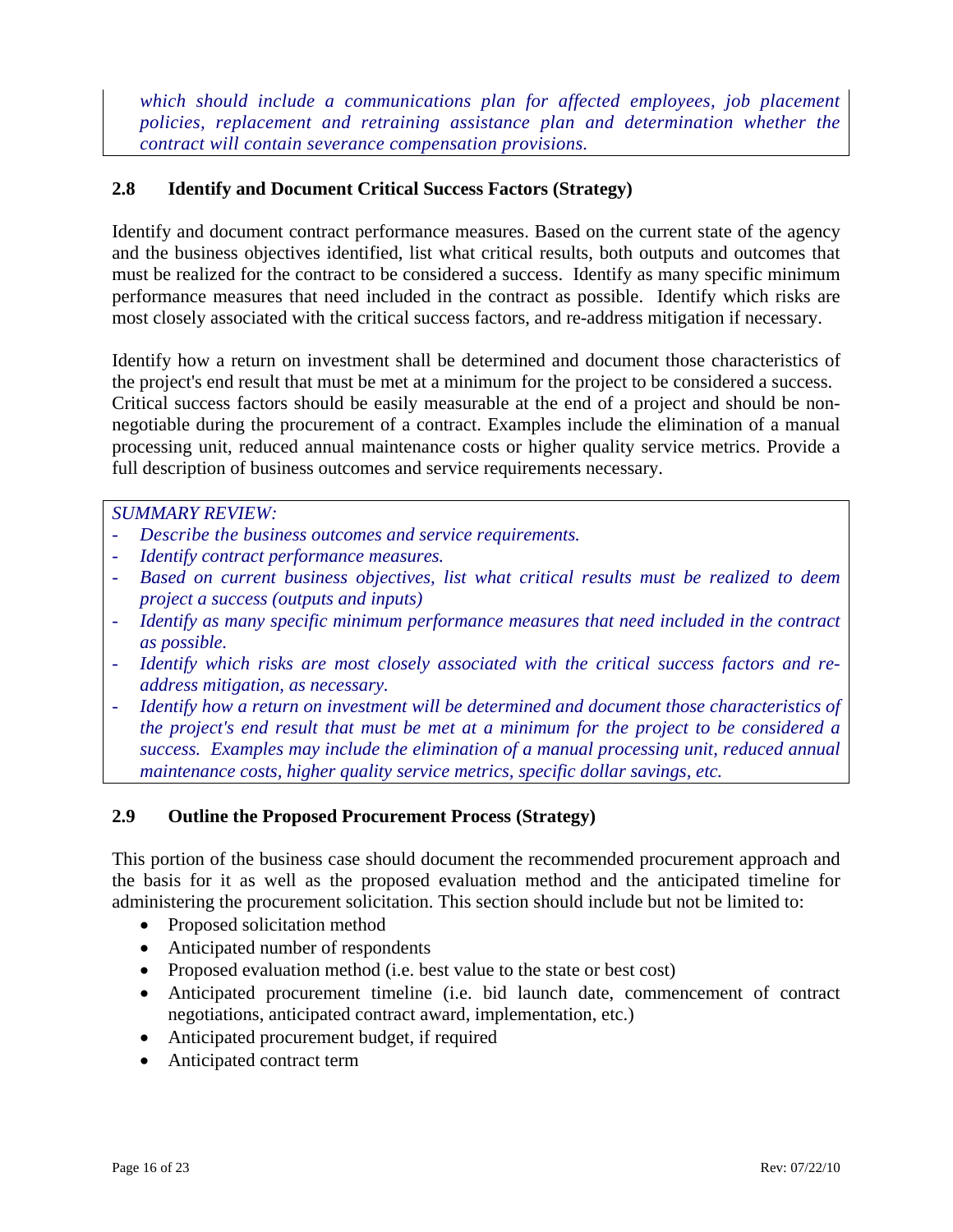*which should include a communications plan for affected employees, job placement policies, replacement and retraining assistance plan and determination whether the contract will contain severance compensation provisions.*

### 2.8 Identify and Document Critical Success Factors (Strategy)

Identify and document contract performance measures. Based on the current state of the agency and the business objectives identified, list what critical results, both outputs and outcomes that must be realized for the contract to be considered a success. Identify as many specific minimum performance measures that need included in the contract as possible. Identify which risks are most closely associated with the critical success factors, and re-address mitigation if necessary.

Identify how a return on investment shall be determined and document those characteristics of the project's end result that must be met at a minimum for the project to be considered a success. Critical success factors should be easily measurable at the end of a project and should be non-negotiable during the procurement of a contract. Examples include the elimination of a manual processing unit, reduced annual maintenance costs or higher quality service metrics. Provide a full description of business outcomes and service requirements necessary.

*SUMMARY REVIEW:*

- *Describe the business outcomes and service requirements.*
- *Identify contract performance measures.*
- *Based on current business objectives, list what critical results must be realized to deem project a success (outputs and inputs)*
- *Identify as many specific minimum performance measures that need included in the contract as possible.*
- *Identify which risks are most closely associated with the critical success factors and re-address mitigation, as necessary.*
- *Identify how a return on investment will be determined and document those characteristics of the project's end result that must be met at a minimum for the project to be considered a success. Examples may include the elimination of a manual processing unit, reduced annual maintenance costs, higher quality service metrics, specific dollar savings, etc.*

### 2.9 Outline the Proposed Procurement Process (Strategy)

This portion of the business case should document the recommended procurement approach and the basis for it as well as the proposed evaluation method and the anticipated timeline for administering the procurement solicitation. This section should include but not be limited to:

- Proposed solicitation method
- Anticipated number of respondents
- Proposed evaluation method (i.e. best value to the state or best cost)
- Anticipated procurement timeline (i.e. bid launch date, commencement of contract negotiations, anticipated contract award, implementation, etc.)
- Anticipated procurement budget, if required
- Anticipated contract term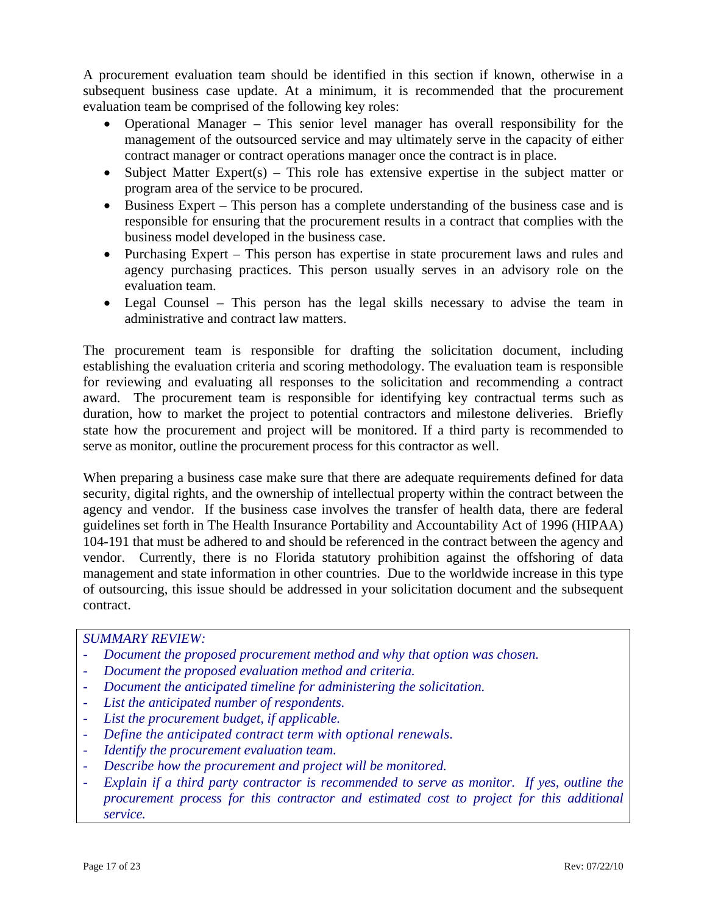A procurement evaluation team should be identified in this section if known, otherwise in a subsequent business case update. At a minimum, it is recommended that the procurement evaluation team be comprised of the following key roles:

- Operational Manager – This senior level manager has overall responsibility for the management of the outsourced service and may ultimately serve in the capacity of either contract manager or contract operations manager once the contract is in place.
- Subject Matter Expert(s) – This role has extensive expertise in the subject matter or program area of the service to be procured.
- Business Expert – This person has a complete understanding of the business case and is responsible for ensuring that the procurement results in a contract that complies with the business model developed in the business case.
- Purchasing Expert – This person has expertise in state procurement laws and rules and agency purchasing practices. This person usually serves in an advisory role on the evaluation team.
- Legal Counsel – This person has the legal skills necessary to advise the team in administrative and contract law matters.

The procurement team is responsible for drafting the solicitation document, including establishing the evaluation criteria and scoring methodology. The evaluation team is responsible for reviewing and evaluating all responses to the solicitation and recommending a contract award. The procurement team is responsible for identifying key contractual terms such as duration, how to market the project to potential contractors and milestone deliveries. Briefly state how the procurement and project will be monitored. If a third party is recommended to serve as monitor, outline the procurement process for this contractor as well.

When preparing a business case make sure that there are adequate requirements defined for data security, digital rights, and the ownership of intellectual property within the contract between the agency and vendor. If the business case involves the transfer of health data, there are federal guidelines set forth in The Health Insurance Portability and Accountability Act of 1996 (HIPAA) 104-191 that must be adhered to and should be referenced in the contract between the agency and vendor. Currently, there is no Florida statutory prohibition against the offshoring of data management and state information in other countries. Due to the worldwide increase in this type of outsourcing, this issue should be addressed in your solicitation document and the subsequent contract.

*SUMMARY REVIEW:*

- *Document the proposed procurement method and why that option was chosen.*
- *Document the proposed evaluation method and criteria.*
- *Document the anticipated timeline for administering the solicitation.*
- *List the anticipated number of respondents.*
- *List the procurement budget, if applicable.*
- *Define the anticipated contract term with optional renewals.*
- *Identify the procurement evaluation team.*
- *Describe how the procurement and project will be monitored.*
- *Explain if a third party contractor is recommended to serve as monitor. If yes, outline the procurement process for this contractor and estimated cost to project for this additional service.*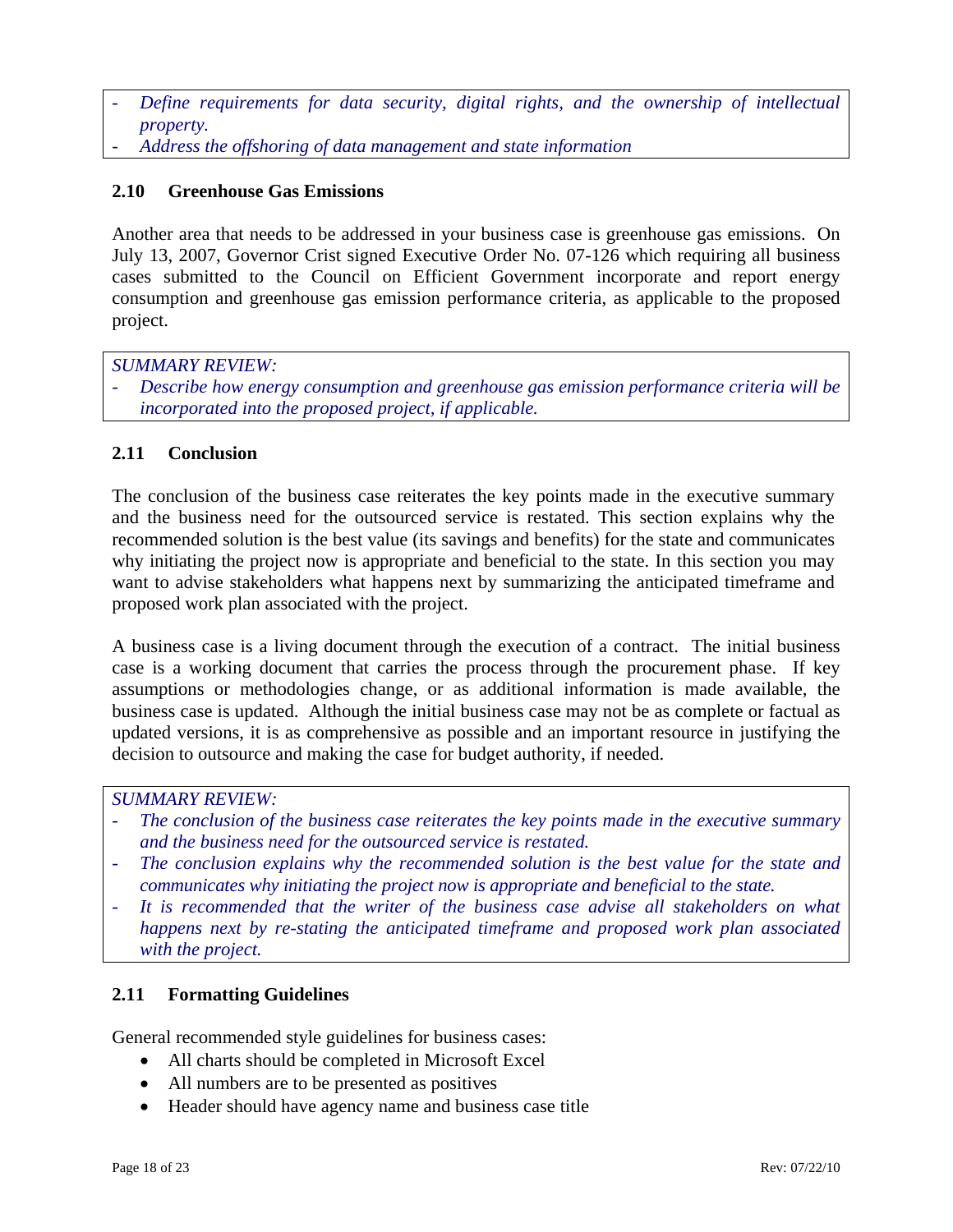- *Define requirements for data security, digital rights, and the ownership of intellectual property.*
- *Address the offshoring of data management and state information*

### 2.10 Greenhouse Gas Emissions

Another area that needs to be addressed in your business case is greenhouse gas emissions. On July 13, 2007, Governor Crist signed Executive Order No. 07-126 which requiring all business cases submitted to the Council on Efficient Government incorporate and report energy consumption and greenhouse gas emission performance criteria, as applicable to the proposed project.

*SUMMARY REVIEW:*

- *Describe how energy consumption and greenhouse gas emission performance criteria will be incorporated into the proposed project, if applicable.*

### 2.11 Conclusion

The conclusion of the business case reiterates the key points made in the executive summary and the business need for the outsourced service is restated. This section explains why the recommended solution is the best value (its savings and benefits) for the state and communicates why initiating the project now is appropriate and beneficial to the state. In this section you may want to advise stakeholders what happens next by summarizing the anticipated timeframe and proposed work plan associated with the project.

A business case is a living document through the execution of a contract. The initial business case is a working document that carries the process through the procurement phase. If key assumptions or methodologies change, or as additional information is made available, the business case is updated. Although the initial business case may not be as complete or factual as updated versions, it is as comprehensive as possible and an important resource in justifying the decision to outsource and making the case for budget authority, if needed.

*SUMMARY REVIEW:*

- *The conclusion of the business case reiterates the key points made in the executive summary and the business need for the outsourced service is restated.*
- *The conclusion explains why the recommended solution is the best value for the state and communicates why initiating the project now is appropriate and beneficial to the state.*
- *It is recommended that the writer of the business case advise all stakeholders on what happens next by re-stating the anticipated timeframe and proposed work plan associated with the project.*

### 2.11 Formatting Guidelines

General recommended style guidelines for business cases:

- All charts should be completed in Microsoft Excel
- All numbers are to be presented as positives
- Header should have agency name and business case title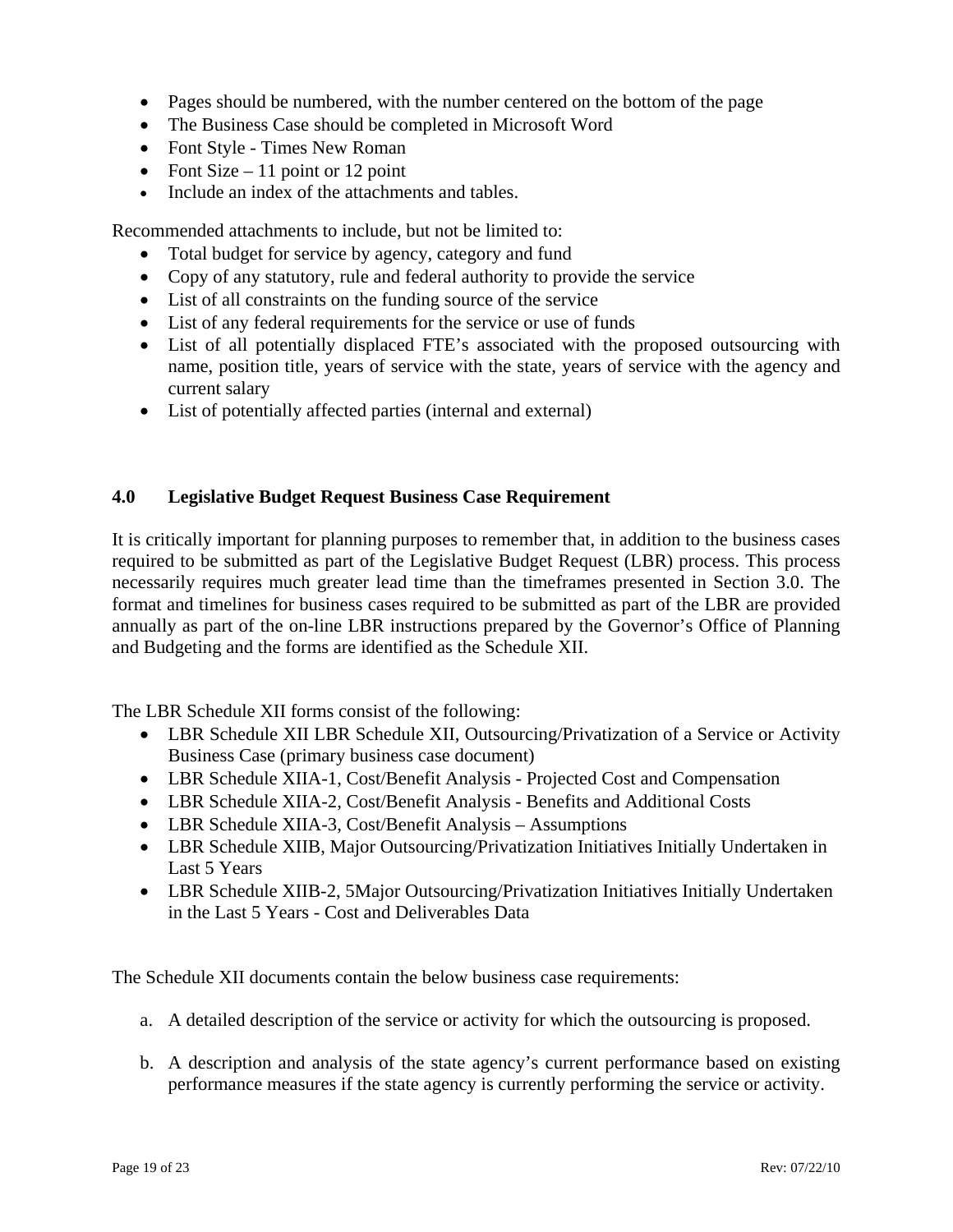- Pages should be numbered, with the number centered on the bottom of the page
- The Business Case should be completed in Microsoft Word
- Font Style - Times New Roman
- Font Size – 11 point or 12 point
- Include an index of the attachments and tables.

Recommended attachments to include, but not be limited to:

- Total budget for service by agency, category and fund
- Copy of any statutory, rule and federal authority to provide the service
- List of all constraints on the funding source of the service
- List of any federal requirements for the service or use of funds
- List of all potentially displaced FTE's associated with the proposed outsourcing with name, position title, years of service with the state, years of service with the agency and current salary
- List of potentially affected parties (internal and external)

## 4.0 Legislative Budget Request Business Case Requirement

It is critically important for planning purposes to remember that, in addition to the business cases required to be submitted as part of the Legislative Budget Request (LBR) process. This process necessarily requires much greater lead time than the timeframes presented in Section 3.0. The format and timelines for business cases required to be submitted as part of the LBR are provided annually as part of the on-line LBR instructions prepared by the Governor's Office of Planning and Budgeting and the forms are identified as the Schedule XII.

The LBR Schedule XII forms consist of the following:

- LBR Schedule XII LBR Schedule XII, Outsourcing/Privatization of a Service or Activity Business Case (primary business case document)
- LBR Schedule XIIA-1, Cost/Benefit Analysis - Projected Cost and Compensation
- LBR Schedule XIIA-2, Cost/Benefit Analysis - Benefits and Additional Costs
- LBR Schedule XIIA-3, Cost/Benefit Analysis – Assumptions
- LBR Schedule XIIB, Major Outsourcing/Privatization Initiatives Initially Undertaken in Last 5 Years
- LBR Schedule XIIB-2, 5Major Outsourcing/Privatization Initiatives Initially Undertaken in the Last 5 Years - Cost and Deliverables Data

The Schedule XII documents contain the below business case requirements:

a. A detailed description of the service or activity for which the outsourcing is proposed.

b. A description and analysis of the state agency's current performance based on existing performance measures if the state agency is currently performing the service or activity.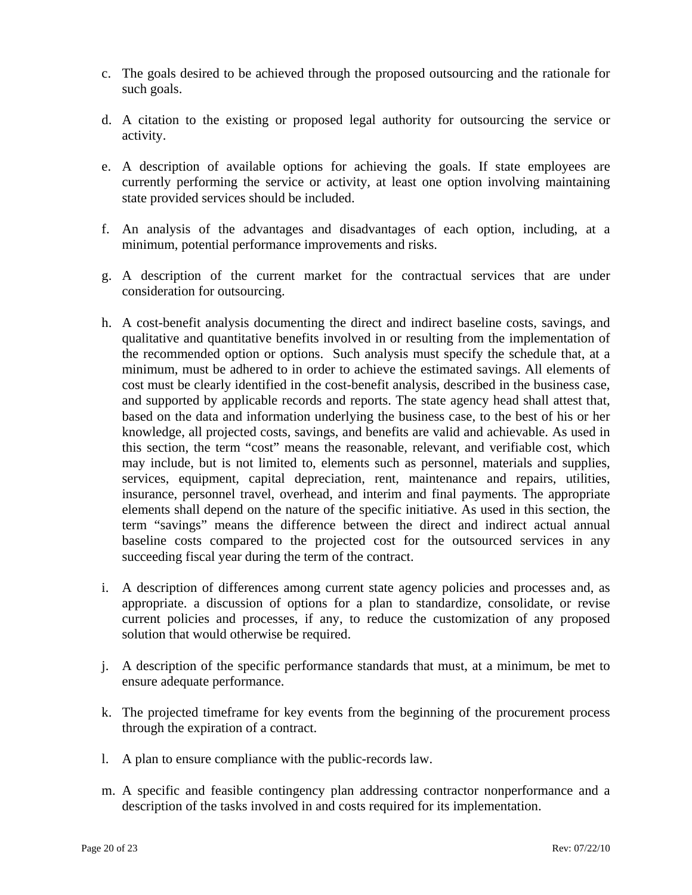c. The goals desired to be achieved through the proposed outsourcing and the rationale for such goals.

d. A citation to the existing or proposed legal authority for outsourcing the service or activity.

e. A description of available options for achieving the goals. If state employees are currently performing the service or activity, at least one option involving maintaining state provided services should be included.

f. An analysis of the advantages and disadvantages of each option, including, at a minimum, potential performance improvements and risks.

g. A description of the current market for the contractual services that are under consideration for outsourcing.

h. A cost-benefit analysis documenting the direct and indirect baseline costs, savings, and qualitative and quantitative benefits involved in or resulting from the implementation of the recommended option or options. Such analysis must specify the schedule that, at a minimum, must be adhered to in order to achieve the estimated savings. All elements of cost must be clearly identified in the cost-benefit analysis, described in the business case, and supported by applicable records and reports. The state agency head shall attest that, based on the data and information underlying the business case, to the best of his or her knowledge, all projected costs, savings, and benefits are valid and achievable. As used in this section, the term "cost" means the reasonable, relevant, and verifiable cost, which may include, but is not limited to, elements such as personnel, materials and supplies, services, equipment, capital depreciation, rent, maintenance and repairs, utilities, insurance, personnel travel, overhead, and interim and final payments. The appropriate elements shall depend on the nature of the specific initiative. As used in this section, the term "savings" means the difference between the direct and indirect actual annual baseline costs compared to the projected cost for the outsourced services in any succeeding fiscal year during the term of the contract.

i. A description of differences among current state agency policies and processes and, as appropriate. a discussion of options for a plan to standardize, consolidate, or revise current policies and processes, if any, to reduce the customization of any proposed solution that would otherwise be required.

j. A description of the specific performance standards that must, at a minimum, be met to ensure adequate performance.

k. The projected timeframe for key events from the beginning of the procurement process through the expiration of a contract.

l. A plan to ensure compliance with the public-records law.

m. A specific and feasible contingency plan addressing contractor nonperformance and a description of the tasks involved in and costs required for its implementation.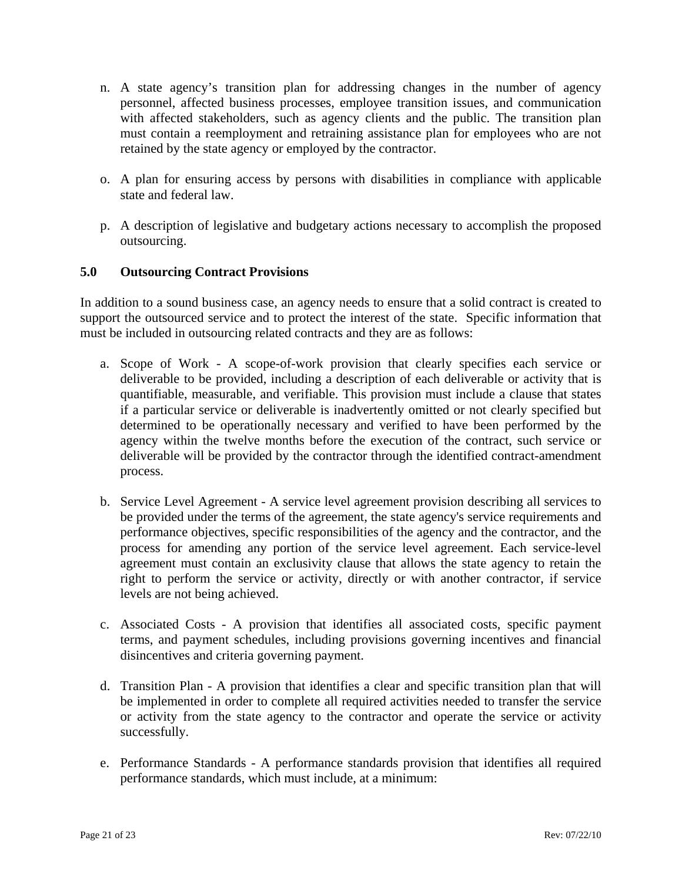n. A state agency's transition plan for addressing changes in the number of agency personnel, affected business processes, employee transition issues, and communication with affected stakeholders, such as agency clients and the public. The transition plan must contain a reemployment and retraining assistance plan for employees who are not retained by the state agency or employed by the contractor.

o. A plan for ensuring access by persons with disabilities in compliance with applicable state and federal law.

p. A description of legislative and budgetary actions necessary to accomplish the proposed outsourcing.

## 5.0 Outsourcing Contract Provisions

In addition to a sound business case, an agency needs to ensure that a solid contract is created to support the outsourced service and to protect the interest of the state. Specific information that must be included in outsourcing related contracts and they are as follows:

a. Scope of Work - A scope-of-work provision that clearly specifies each service or deliverable to be provided, including a description of each deliverable or activity that is quantifiable, measurable, and verifiable. This provision must include a clause that states if a particular service or deliverable is inadvertently omitted or not clearly specified but determined to be operationally necessary and verified to have been performed by the agency within the twelve months before the execution of the contract, such service or deliverable will be provided by the contractor through the identified contract-amendment process.

b. Service Level Agreement - A service level agreement provision describing all services to be provided under the terms of the agreement, the state agency's service requirements and performance objectives, specific responsibilities of the agency and the contractor, and the process for amending any portion of the service level agreement. Each service-level agreement must contain an exclusivity clause that allows the state agency to retain the right to perform the service or activity, directly or with another contractor, if service levels are not being achieved.

c. Associated Costs - A provision that identifies all associated costs, specific payment terms, and payment schedules, including provisions governing incentives and financial disincentives and criteria governing payment.

d. Transition Plan - A provision that identifies a clear and specific transition plan that will be implemented in order to complete all required activities needed to transfer the service or activity from the state agency to the contractor and operate the service or activity successfully.

e. Performance Standards - A performance standards provision that identifies all required performance standards, which must include, at a minimum: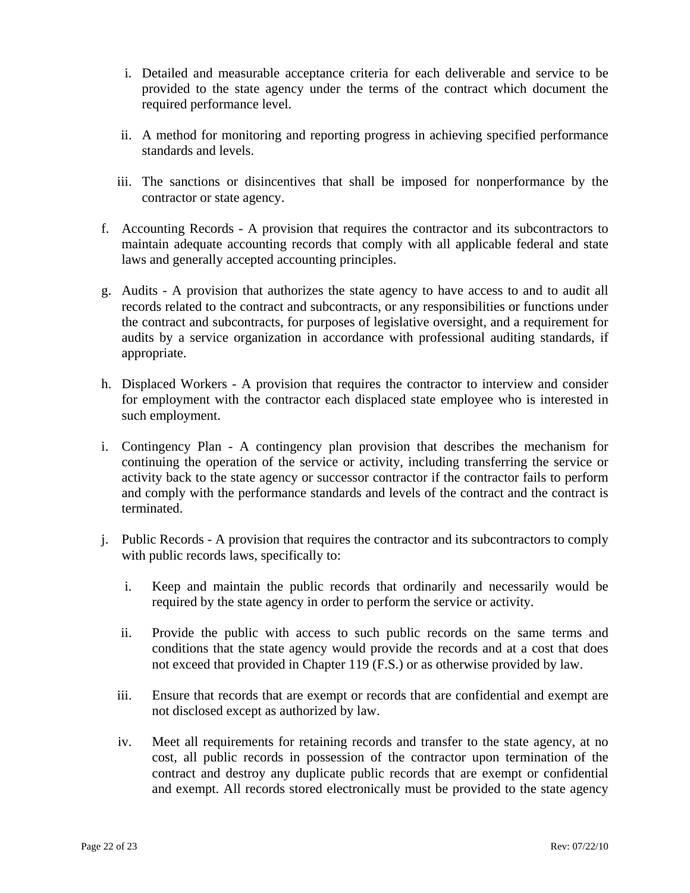i. Detailed and measurable acceptance criteria for each deliverable and service to be provided to the state agency under the terms of the contract which document the required performance level.

   ii. A method for monitoring and reporting progress in achieving specified performance standards and levels.

   iii. The sanctions or disincentives that shall be imposed for nonperformance by the contractor or state agency.

f. Accounting Records - A provision that requires the contractor and its subcontractors to maintain adequate accounting records that comply with all applicable federal and state laws and generally accepted accounting principles.

g. Audits - A provision that authorizes the state agency to have access to and to audit all records related to the contract and subcontracts, or any responsibilities or functions under the contract and subcontracts, for purposes of legislative oversight, and a requirement for audits by a service organization in accordance with professional auditing standards, if appropriate.

h. Displaced Workers - A provision that requires the contractor to interview and consider for employment with the contractor each displaced state employee who is interested in such employment.

i. Contingency Plan - A contingency plan provision that describes the mechanism for continuing the operation of the service or activity, including transferring the service or activity back to the state agency or successor contractor if the contractor fails to perform and comply with the performance standards and levels of the contract and the contract is terminated.

j. Public Records - A provision that requires the contractor and its subcontractors to comply with public records laws, specifically to:

   i. Keep and maintain the public records that ordinarily and necessarily would be required by the state agency in order to perform the service or activity.

   ii. Provide the public with access to such public records on the same terms and conditions that the state agency would provide the records and at a cost that does not exceed that provided in Chapter 119 (F.S.) or as otherwise provided by law.

   iii. Ensure that records that are exempt or records that are confidential and exempt are not disclosed except as authorized by law.

   iv. Meet all requirements for retaining records and transfer to the state agency, at no cost, all public records in possession of the contractor upon termination of the contract and destroy any duplicate public records that are exempt or confidential and exempt. All records stored electronically must be provided to the state agency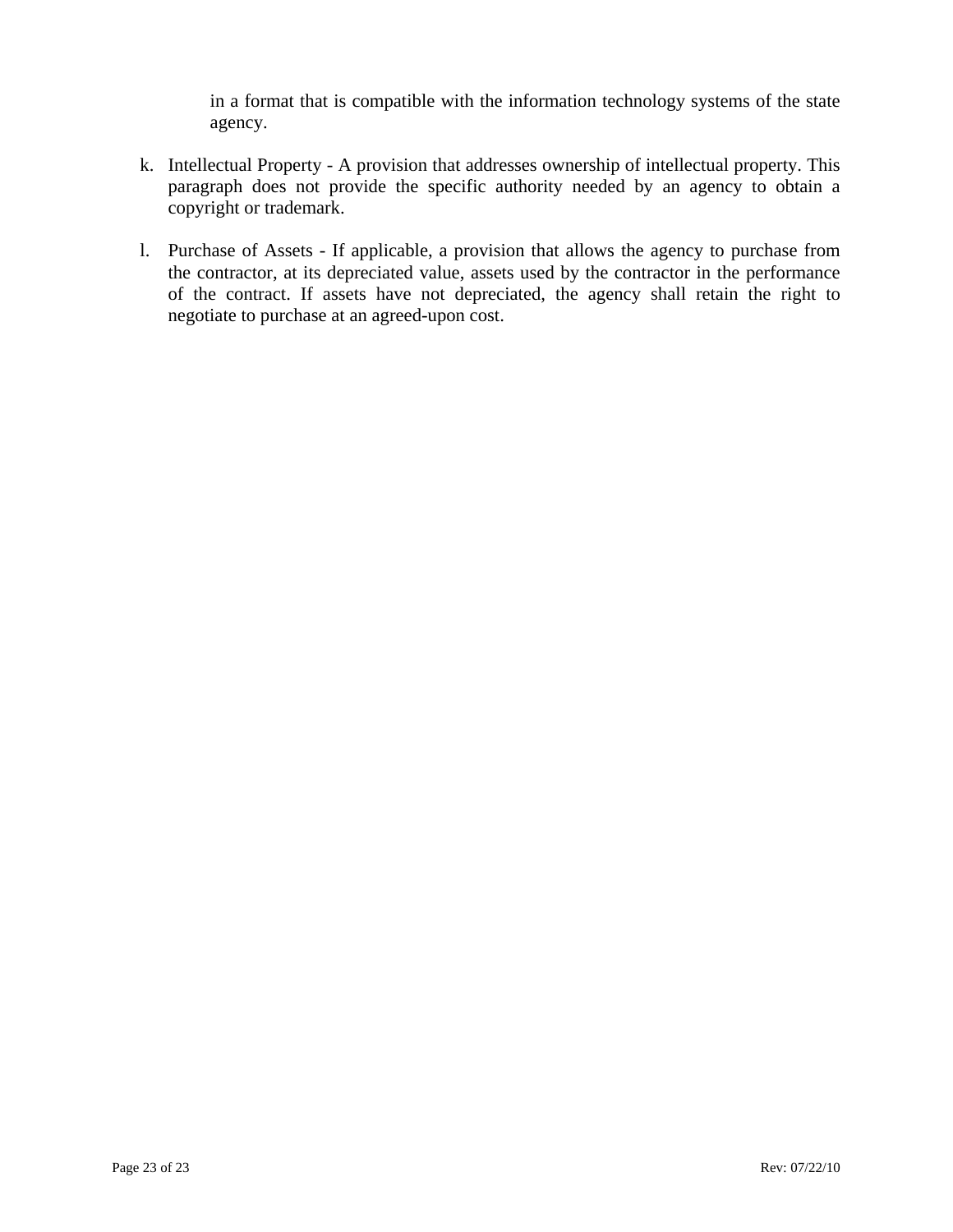in a format that is compatible with the information technology systems of the state agency.

k. Intellectual Property - A provision that addresses ownership of intellectual property. This paragraph does not provide the specific authority needed by an agency to obtain a copyright or trademark.

l. Purchase of Assets - If applicable, a provision that allows the agency to purchase from the contractor, at its depreciated value, assets used by the contractor in the performance of the contract. If assets have not depreciated, the agency shall retain the right to negotiate to purchase at an agreed-upon cost.